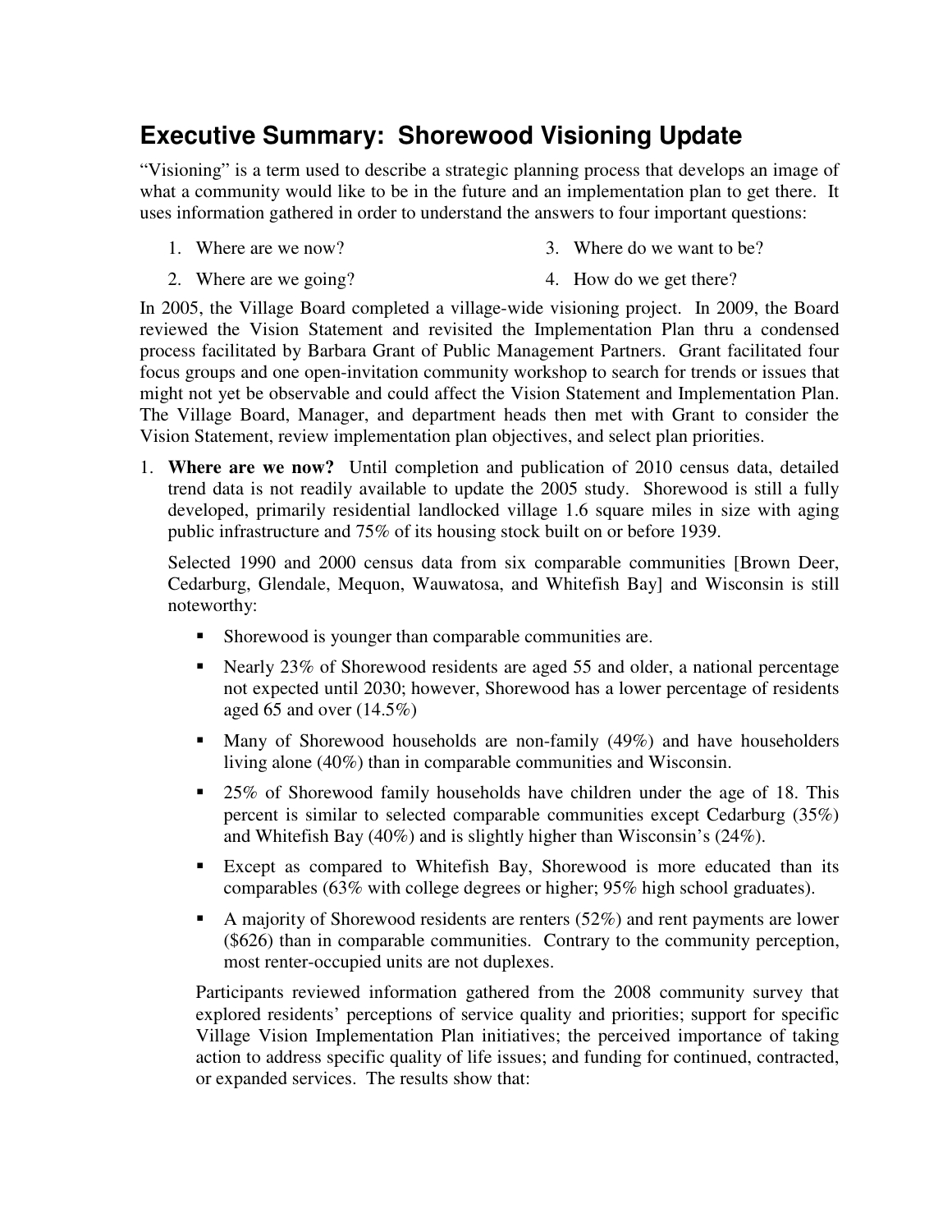# Executive Summary: Shorewood Visioning Update

"Visioning" is a term used to describe a strategic planning process that develops an image of what a community would like to be in the future and an implementation plan to get there. It uses information gathered in order to understand the answers to four important questions:

1. Where are we now?
2. Where are we going?
3. Where do we want to be?
4. How do we get there?

In 2005, the Village Board completed a village-wide visioning project. In 2009, the Board reviewed the Vision Statement and revisited the Implementation Plan thru a condensed process facilitated by Barbara Grant of Public Management Partners. Grant facilitated four focus groups and one open-invitation community workshop to search for trends or issues that might not yet be observable and could affect the Vision Statement and Implementation Plan. The Village Board, Manager, and department heads then met with Grant to consider the Vision Statement, review implementation plan objectives, and select plan priorities.

1. **Where are we now?** Until completion and publication of 2010 census data, detailed trend data is not readily available to update the 2005 study. Shorewood is still a fully developed, primarily residential landlocked village 1.6 square miles in size with aging public infrastructure and 75% of its housing stock built on or before 1939.

   Selected 1990 and 2000 census data from six comparable communities [Brown Deer, Cedarburg, Glendale, Mequon, Wauwatosa, and Whitefish Bay] and Wisconsin is still noteworthy:

   - Shorewood is younger than comparable communities are.
   - Nearly 23% of Shorewood residents are aged 55 and older, a national percentage not expected until 2030; however, Shorewood has a lower percentage of residents aged 65 and over (14.5%)
   - Many of Shorewood households are non-family (49%) and have householders living alone (40%) than in comparable communities and Wisconsin.
   - 25% of Shorewood family households have children under the age of 18. This percent is similar to selected comparable communities except Cedarburg (35%) and Whitefish Bay (40%) and is slightly higher than Wisconsin's (24%).
   - Except as compared to Whitefish Bay, Shorewood is more educated than its comparables (63% with college degrees or higher; 95% high school graduates).
   - A majority of Shorewood residents are renters (52%) and rent payments are lower ($626) than in comparable communities. Contrary to the community perception, most renter-occupied units are not duplexes.

   Participants reviewed information gathered from the 2008 community survey that explored residents' perceptions of service quality and priorities; support for specific Village Vision Implementation Plan initiatives; the perceived importance of taking action to address specific quality of life issues; and funding for continued, contracted, or expanded services. The results show that: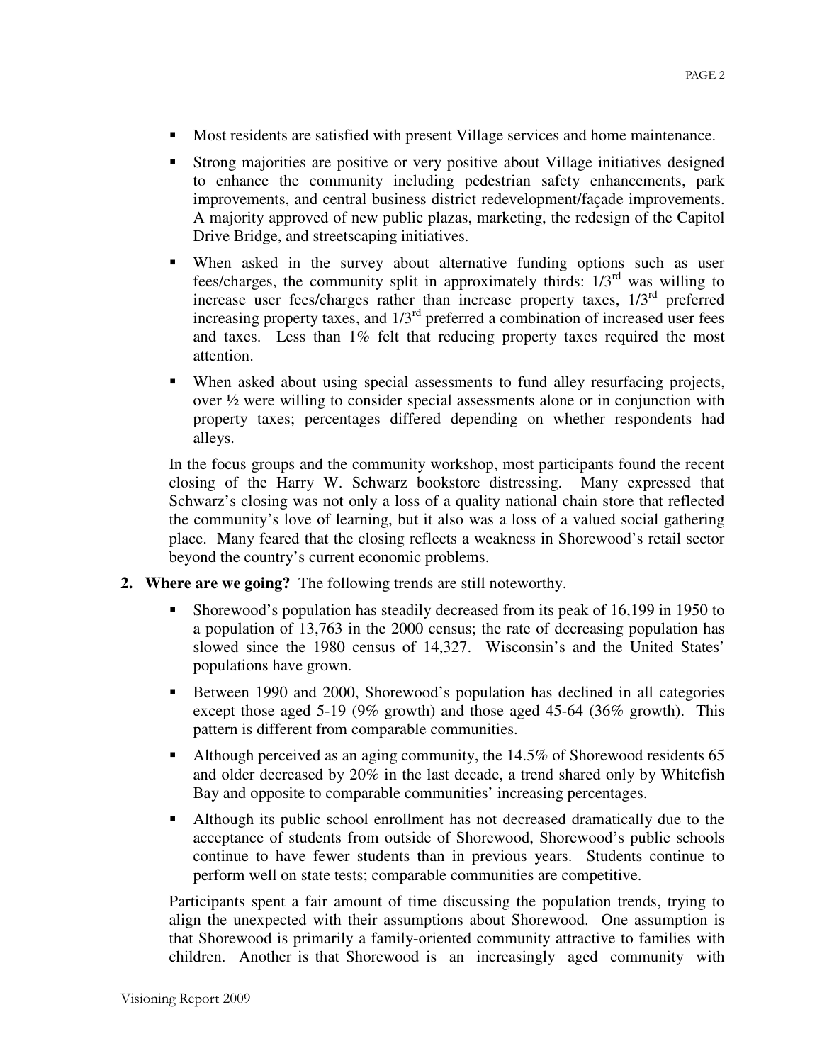- Most residents are satisfied with present Village services and home maintenance.
- Strong majorities are positive or very positive about Village initiatives designed to enhance the community including pedestrian safety enhancements, park improvements, and central business district redevelopment/façade improvements. A majority approved of new public plazas, marketing, the redesign of the Capitol Drive Bridge, and streetscaping initiatives.
- When asked in the survey about alternative funding options such as user fees/charges, the community split in approximately thirds: 1/3rd was willing to increase user fees/charges rather than increase property taxes, 1/3rd preferred increasing property taxes, and 1/3rd preferred a combination of increased user fees and taxes. Less than 1% felt that reducing property taxes required the most attention.
- When asked about using special assessments to fund alley resurfacing projects, over ½ were willing to consider special assessments alone or in conjunction with property taxes; percentages differed depending on whether respondents had alleys.

In the focus groups and the community workshop, most participants found the recent closing of the Harry W. Schwarz bookstore distressing. Many expressed that Schwarz's closing was not only a loss of a quality national chain store that reflected the community's love of learning, but it also was a loss of a valued social gathering place. Many feared that the closing reflects a weakness in Shorewood's retail sector beyond the country's current economic problems.

2. **Where are we going?** The following trends are still noteworthy.

- Shorewood's population has steadily decreased from its peak of 16,199 in 1950 to a population of 13,763 in the 2000 census; the rate of decreasing population has slowed since the 1980 census of 14,327. Wisconsin's and the United States' populations have grown.
- Between 1990 and 2000, Shorewood's population has declined in all categories except those aged 5-19 (9% growth) and those aged 45-64 (36% growth). This pattern is different from comparable communities.
- Although perceived as an aging community, the 14.5% of Shorewood residents 65 and older decreased by 20% in the last decade, a trend shared only by Whitefish Bay and opposite to comparable communities' increasing percentages.
- Although its public school enrollment has not decreased dramatically due to the acceptance of students from outside of Shorewood, Shorewood's public schools continue to have fewer students than in previous years. Students continue to perform well on state tests; comparable communities are competitive.

Participants spent a fair amount of time discussing the population trends, trying to align the unexpected with their assumptions about Shorewood. One assumption is that Shorewood is primarily a family-oriented community attractive to families with children. Another is that Shorewood is an increasingly aged community with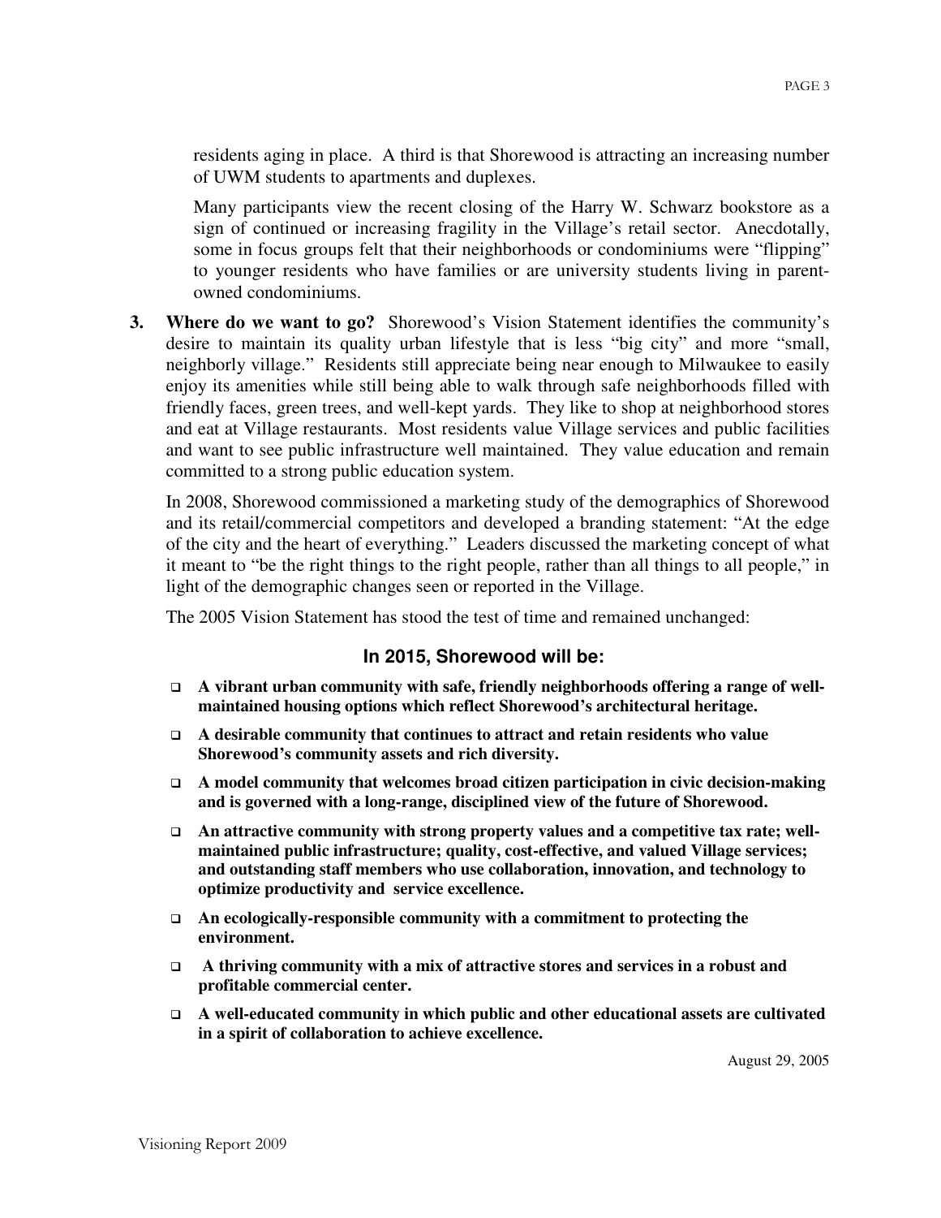residents aging in place. A third is that Shorewood is attracting an increasing number of UWM students to apartments and duplexes.

Many participants view the recent closing of the Harry W. Schwarz bookstore as a sign of continued or increasing fragility in the Village's retail sector. Anecdotally, some in focus groups felt that their neighborhoods or condominiums were "flipping" to younger residents who have families or are university students living in parent-owned condominiums.

3. **Where do we want to go?** Shorewood's Vision Statement identifies the community's desire to maintain its quality urban lifestyle that is less "big city" and more "small, neighborly village." Residents still appreciate being near enough to Milwaukee to easily enjoy its amenities while still being able to walk through safe neighborhoods filled with friendly faces, green trees, and well-kept yards. They like to shop at neighborhood stores and eat at Village restaurants. Most residents value Village services and public facilities and want to see public infrastructure well maintained. They value education and remain committed to a strong public education system.

   In 2008, Shorewood commissioned a marketing study of the demographics of Shorewood and its retail/commercial competitors and developed a branding statement: "At the edge of the city and the heart of everything." Leaders discussed the marketing concept of what it meant to "be the right things to the right people, rather than all things to all people," in light of the demographic changes seen or reported in the Village.

   The 2005 Vision Statement has stood the test of time and remained unchanged:

### In 2015, Shorewood will be:

- **A vibrant urban community with safe, friendly neighborhoods offering a range of well-maintained housing options which reflect Shorewood's architectural heritage.**
- **A desirable community that continues to attract and retain residents who value Shorewood's community assets and rich diversity.**
- **A model community that welcomes broad citizen participation in civic decision-making and is governed with a long-range, disciplined view of the future of Shorewood.**
- **An attractive community with strong property values and a competitive tax rate; well-maintained public infrastructure; quality, cost-effective, and valued Village services; and outstanding staff members who use collaboration, innovation, and technology to optimize productivity and service excellence.**
- **An ecologically-responsible community with a commitment to protecting the environment.**
- **A thriving community with a mix of attractive stores and services in a robust and profitable commercial center.**
- **A well-educated community in which public and other educational assets are cultivated in a spirit of collaboration to achieve excellence.**

August 29, 2005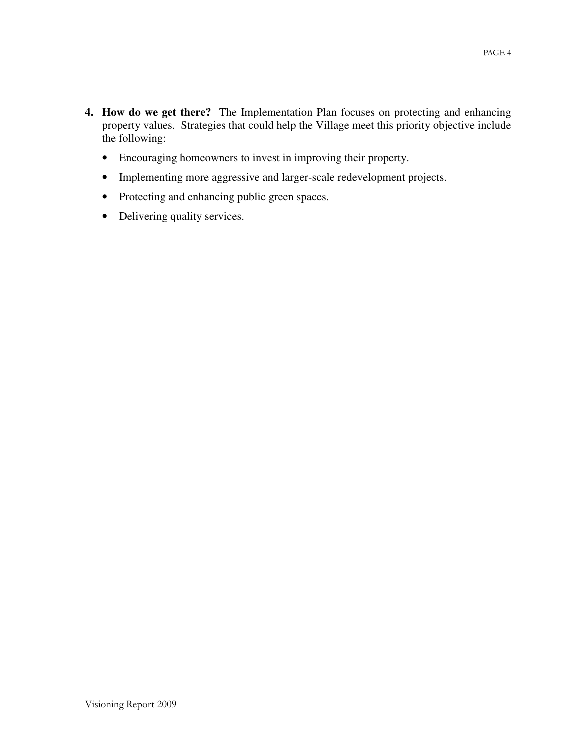4. **How do we get there?** The Implementation Plan focuses on protecting and enhancing property values. Strategies that could help the Village meet this priority objective include the following:

   - Encouraging homeowners to invest in improving their property.
   - Implementing more aggressive and larger-scale redevelopment projects.
   - Protecting and enhancing public green spaces.
   - Delivering quality services.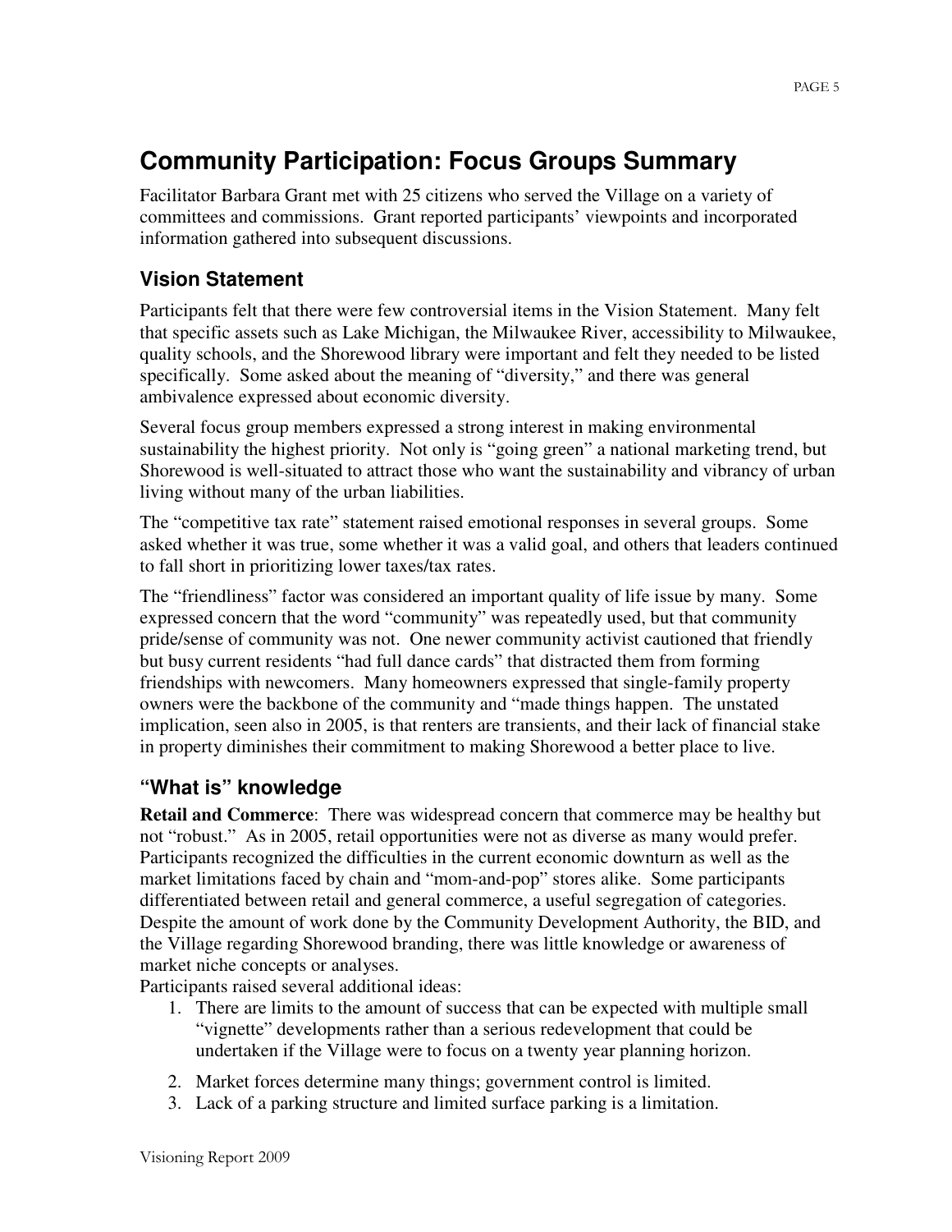# Community Participation: Focus Groups Summary

Facilitator Barbara Grant met with 25 citizens who served the Village on a variety of committees and commissions. Grant reported participants' viewpoints and incorporated information gathered into subsequent discussions.

## Vision Statement

Participants felt that there were few controversial items in the Vision Statement. Many felt that specific assets such as Lake Michigan, the Milwaukee River, accessibility to Milwaukee, quality schools, and the Shorewood library were important and felt they needed to be listed specifically. Some asked about the meaning of "diversity," and there was general ambivalence expressed about economic diversity.

Several focus group members expressed a strong interest in making environmental sustainability the highest priority. Not only is "going green" a national marketing trend, but Shorewood is well-situated to attract those who want the sustainability and vibrancy of urban living without many of the urban liabilities.

The "competitive tax rate" statement raised emotional responses in several groups. Some asked whether it was true, some whether it was a valid goal, and others that leaders continued to fall short in prioritizing lower taxes/tax rates.

The "friendliness" factor was considered an important quality of life issue by many. Some expressed concern that the word "community" was repeatedly used, but that community pride/sense of community was not. One newer community activist cautioned that friendly but busy current residents "had full dance cards" that distracted them from forming friendships with newcomers. Many homeowners expressed that single-family property owners were the backbone of the community and "made things happen. The unstated implication, seen also in 2005, is that renters are transients, and their lack of financial stake in property diminishes their commitment to making Shorewood a better place to live.

## "What is" knowledge

**Retail and Commerce**: There was widespread concern that commerce may be healthy but not "robust." As in 2005, retail opportunities were not as diverse as many would prefer. Participants recognized the difficulties in the current economic downturn as well as the market limitations faced by chain and "mom-and-pop" stores alike. Some participants differentiated between retail and general commerce, a useful segregation of categories. Despite the amount of work done by the Community Development Authority, the BID, and the Village regarding Shorewood branding, there was little knowledge or awareness of market niche concepts or analyses.

Participants raised several additional ideas:

1. There are limits to the amount of success that can be expected with multiple small "vignette" developments rather than a serious redevelopment that could be undertaken if the Village were to focus on a twenty year planning horizon.
2. Market forces determine many things; government control is limited.
3. Lack of a parking structure and limited surface parking is a limitation.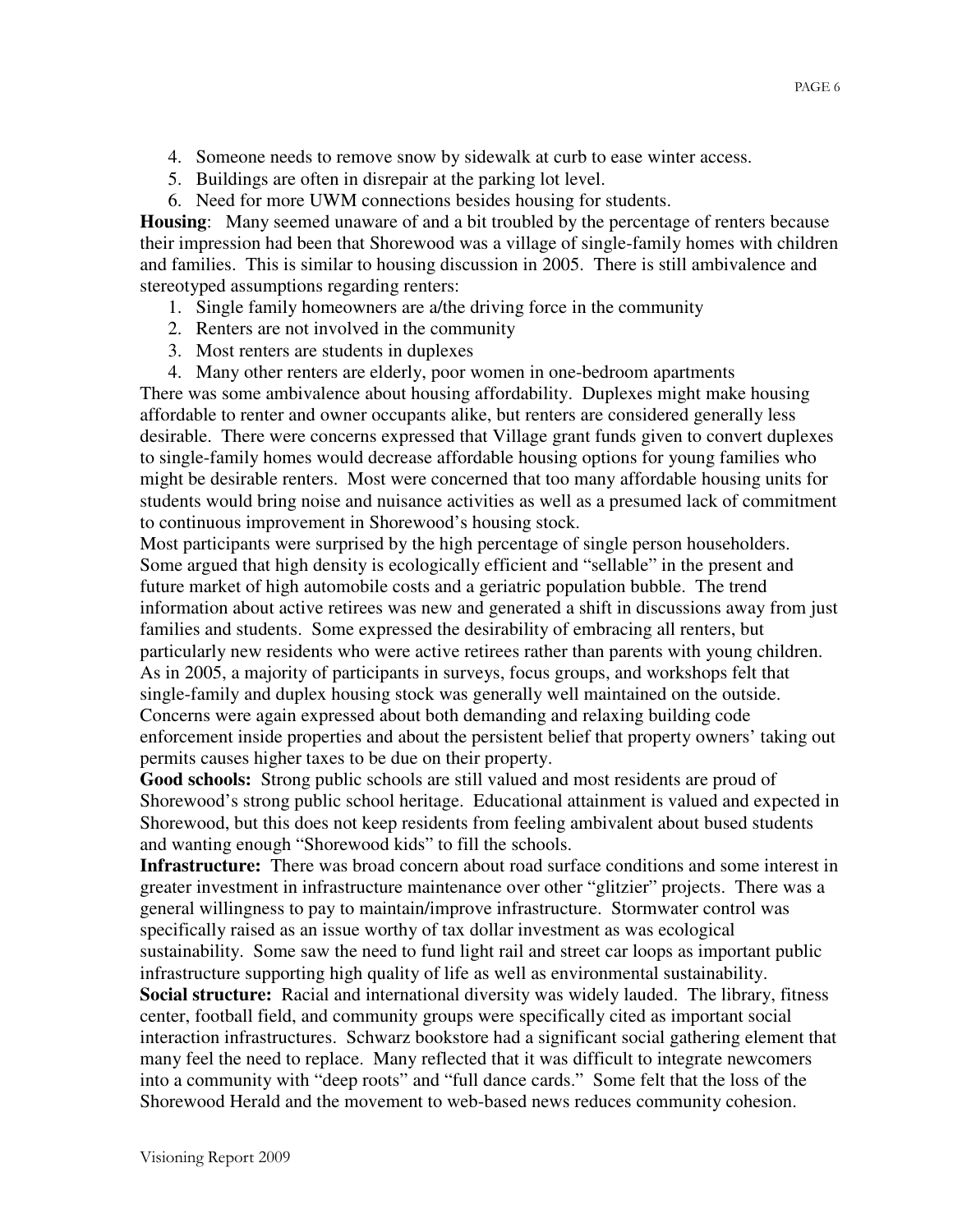4. Someone needs to remove snow by sidewalk at curb to ease winter access.
5. Buildings are often in disrepair at the parking lot level.
6. Need for more UWM connections besides housing for students.

**Housing**: Many seemed unaware of and a bit troubled by the percentage of renters because their impression had been that Shorewood was a village of single-family homes with children and families. This is similar to housing discussion in 2005. There is still ambivalence and stereotyped assumptions regarding renters:

1. Single family homeowners are a/the driving force in the community
2. Renters are not involved in the community
3. Most renters are students in duplexes
4. Many other renters are elderly, poor women in one-bedroom apartments

There was some ambivalence about housing affordability. Duplexes might make housing affordable to renter and owner occupants alike, but renters are considered generally less desirable. There were concerns expressed that Village grant funds given to convert duplexes to single-family homes would decrease affordable housing options for young families who might be desirable renters. Most were concerned that too many affordable housing units for students would bring noise and nuisance activities as well as a presumed lack of commitment to continuous improvement in Shorewood's housing stock.

Most participants were surprised by the high percentage of single person householders. Some argued that high density is ecologically efficient and "sellable" in the present and future market of high automobile costs and a geriatric population bubble. The trend information about active retirees was new and generated a shift in discussions away from just families and students. Some expressed the desirability of embracing all renters, but particularly new residents who were active retirees rather than parents with young children. As in 2005, a majority of participants in surveys, focus groups, and workshops felt that single-family and duplex housing stock was generally well maintained on the outside. Concerns were again expressed about both demanding and relaxing building code enforcement inside properties and about the persistent belief that property owners' taking out permits causes higher taxes to be due on their property.

**Good schools:** Strong public schools are still valued and most residents are proud of Shorewood's strong public school heritage. Educational attainment is valued and expected in Shorewood, but this does not keep residents from feeling ambivalent about bused students and wanting enough "Shorewood kids" to fill the schools.

**Infrastructure:** There was broad concern about road surface conditions and some interest in greater investment in infrastructure maintenance over other "glitzier" projects. There was a general willingness to pay to maintain/improve infrastructure. Stormwater control was specifically raised as an issue worthy of tax dollar investment as was ecological sustainability. Some saw the need to fund light rail and street car loops as important public infrastructure supporting high quality of life as well as environmental sustainability.

**Social structure:** Racial and international diversity was widely lauded. The library, fitness center, football field, and community groups were specifically cited as important social interaction infrastructures. Schwarz bookstore had a significant social gathering element that many feel the need to replace. Many reflected that it was difficult to integrate newcomers into a community with "deep roots" and "full dance cards." Some felt that the loss of the Shorewood Herald and the movement to web-based news reduces community cohesion.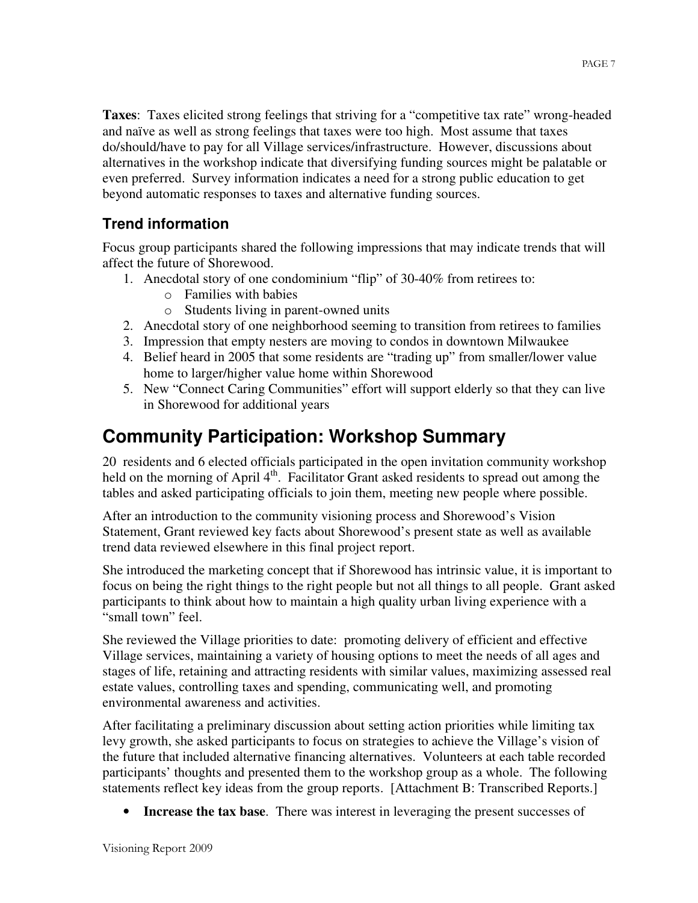**Taxes**: Taxes elicited strong feelings that striving for a "competitive tax rate" wrong-headed and naïve as well as strong feelings that taxes were too high. Most assume that taxes do/should/have to pay for all Village services/infrastructure. However, discussions about alternatives in the workshop indicate that diversifying funding sources might be palatable or even preferred. Survey information indicates a need for a strong public education to get beyond automatic responses to taxes and alternative funding sources.

### Trend information

Focus group participants shared the following impressions that may indicate trends that will affect the future of Shorewood.

1. Anecdotal story of one condominium "flip" of 30-40% from retirees to:
   - Families with babies
   - Students living in parent-owned units
2. Anecdotal story of one neighborhood seeming to transition from retirees to families
3. Impression that empty nesters are moving to condos in downtown Milwaukee
4. Belief heard in 2005 that some residents are "trading up" from smaller/lower value home to larger/higher value home within Shorewood
5. New "Connect Caring Communities" effort will support elderly so that they can live in Shorewood for additional years

## Community Participation: Workshop Summary

20 residents and 6 elected officials participated in the open invitation community workshop held on the morning of April 4th. Facilitator Grant asked residents to spread out among the tables and asked participating officials to join them, meeting new people where possible.

After an introduction to the community visioning process and Shorewood's Vision Statement, Grant reviewed key facts about Shorewood's present state as well as available trend data reviewed elsewhere in this final project report.

She introduced the marketing concept that if Shorewood has intrinsic value, it is important to focus on being the right things to the right people but not all things to all people. Grant asked participants to think about how to maintain a high quality urban living experience with a "small town" feel.

She reviewed the Village priorities to date: promoting delivery of efficient and effective Village services, maintaining a variety of housing options to meet the needs of all ages and stages of life, retaining and attracting residents with similar values, maximizing assessed real estate values, controlling taxes and spending, communicating well, and promoting environmental awareness and activities.

After facilitating a preliminary discussion about setting action priorities while limiting tax levy growth, she asked participants to focus on strategies to achieve the Village's vision of the future that included alternative financing alternatives. Volunteers at each table recorded participants' thoughts and presented them to the workshop group as a whole. The following statements reflect key ideas from the group reports. [Attachment B: Transcribed Reports.]

- **Increase the tax base**. There was interest in leveraging the present successes of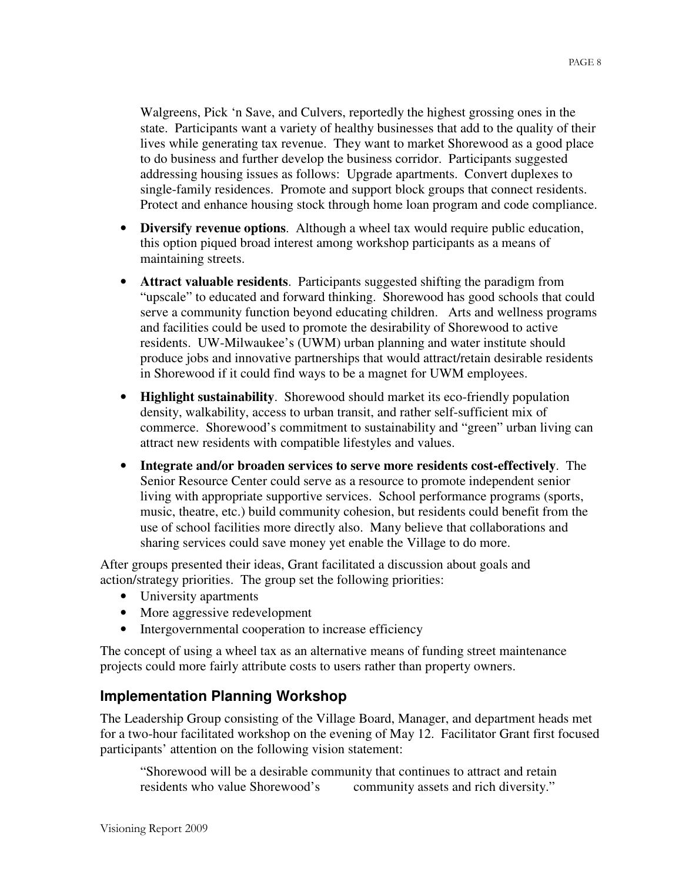Walgreens, Pick 'n Save, and Culvers, reportedly the highest grossing ones in the state. Participants want a variety of healthy businesses that add to the quality of their lives while generating tax revenue. They want to market Shorewood as a good place to do business and further develop the business corridor. Participants suggested addressing housing issues as follows: Upgrade apartments. Convert duplexes to single-family residences. Promote and support block groups that connect residents. Protect and enhance housing stock through home loan program and code compliance.

- **Diversify revenue options**. Although a wheel tax would require public education, this option piqued broad interest among workshop participants as a means of maintaining streets.
- **Attract valuable residents**. Participants suggested shifting the paradigm from "upscale" to educated and forward thinking. Shorewood has good schools that could serve a community function beyond educating children. Arts and wellness programs and facilities could be used to promote the desirability of Shorewood to active residents. UW-Milwaukee's (UWM) urban planning and water institute should produce jobs and innovative partnerships that would attract/retain desirable residents in Shorewood if it could find ways to be a magnet for UWM employees.
- **Highlight sustainability**. Shorewood should market its eco-friendly population density, walkability, access to urban transit, and rather self-sufficient mix of commerce. Shorewood's commitment to sustainability and "green" urban living can attract new residents with compatible lifestyles and values.
- **Integrate and/or broaden services to serve more residents cost-effectively**. The Senior Resource Center could serve as a resource to promote independent senior living with appropriate supportive services. School performance programs (sports, music, theatre, etc.) build community cohesion, but residents could benefit from the use of school facilities more directly also. Many believe that collaborations and sharing services could save money yet enable the Village to do more.

After groups presented their ideas, Grant facilitated a discussion about goals and action/strategy priorities. The group set the following priorities:

- University apartments
- More aggressive redevelopment
- Intergovernmental cooperation to increase efficiency

The concept of using a wheel tax as an alternative means of funding street maintenance projects could more fairly attribute costs to users rather than property owners.

## Implementation Planning Workshop

The Leadership Group consisting of the Village Board, Manager, and department heads met for a two-hour facilitated workshop on the evening of May 12. Facilitator Grant first focused participants' attention on the following vision statement:

> "Shorewood will be a desirable community that continues to attract and retain residents who value Shorewood's community assets and rich diversity."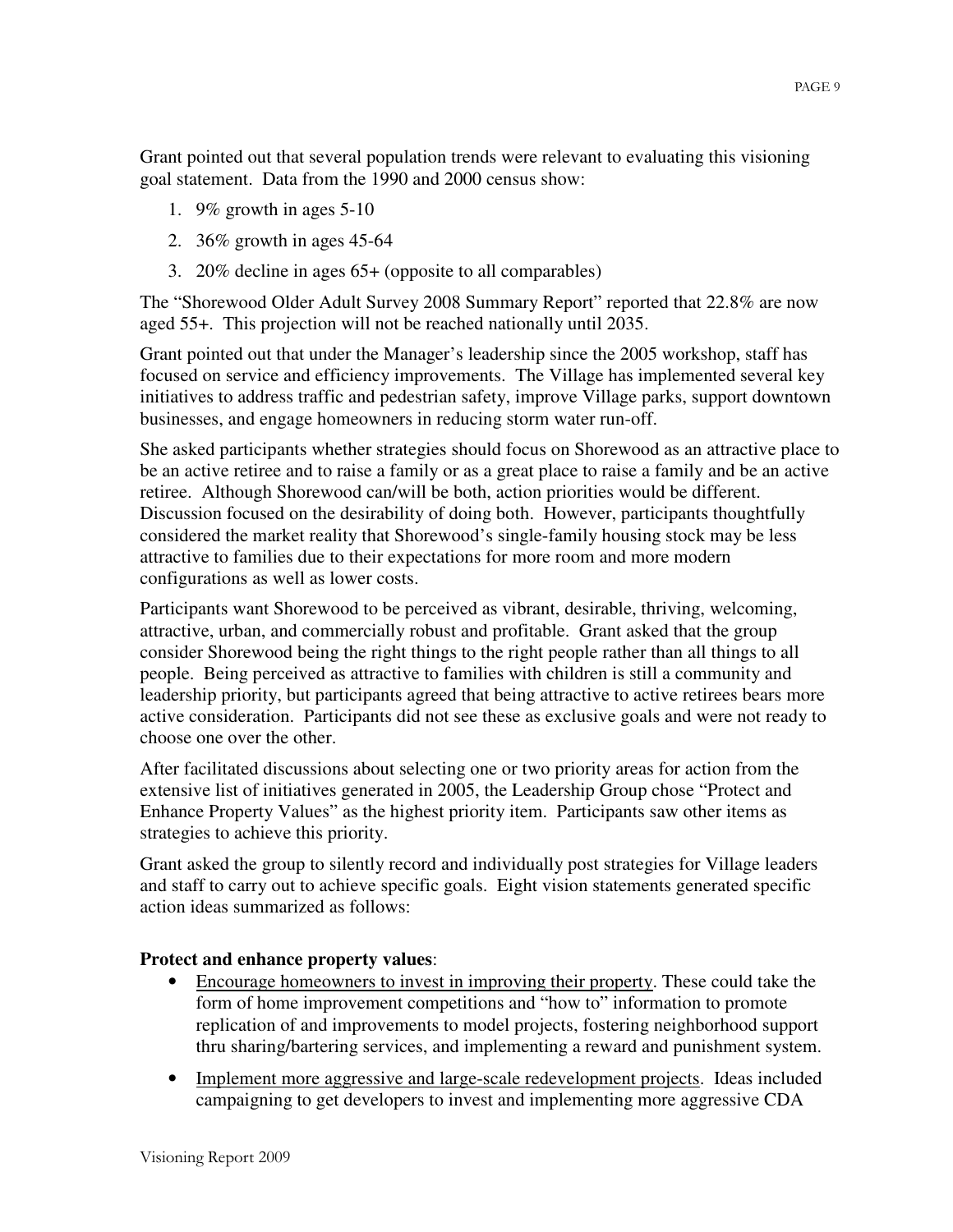Grant pointed out that several population trends were relevant to evaluating this visioning goal statement. Data from the 1990 and 2000 census show:

1. 9% growth in ages 5-10
2. 36% growth in ages 45-64
3. 20% decline in ages 65+ (opposite to all comparables)

The "Shorewood Older Adult Survey 2008 Summary Report" reported that 22.8% are now aged 55+. This projection will not be reached nationally until 2035.

Grant pointed out that under the Manager's leadership since the 2005 workshop, staff has focused on service and efficiency improvements. The Village has implemented several key initiatives to address traffic and pedestrian safety, improve Village parks, support downtown businesses, and engage homeowners in reducing storm water run-off.

She asked participants whether strategies should focus on Shorewood as an attractive place to be an active retiree and to raise a family or as a great place to raise a family and be an active retiree. Although Shorewood can/will be both, action priorities would be different. Discussion focused on the desirability of doing both. However, participants thoughtfully considered the market reality that Shorewood's single-family housing stock may be less attractive to families due to their expectations for more room and more modern configurations as well as lower costs.

Participants want Shorewood to be perceived as vibrant, desirable, thriving, welcoming, attractive, urban, and commercially robust and profitable. Grant asked that the group consider Shorewood being the right things to the right people rather than all things to all people. Being perceived as attractive to families with children is still a community and leadership priority, but participants agreed that being attractive to active retirees bears more active consideration. Participants did not see these as exclusive goals and were not ready to choose one over the other.

After facilitated discussions about selecting one or two priority areas for action from the extensive list of initiatives generated in 2005, the Leadership Group chose "Protect and Enhance Property Values" as the highest priority item. Participants saw other items as strategies to achieve this priority.

Grant asked the group to silently record and individually post strategies for Village leaders and staff to carry out to achieve specific goals. Eight vision statements generated specific action ideas summarized as follows:

**Protect and enhance property values**:

- <u>Encourage homeowners to invest in improving their property</u>. These could take the form of home improvement competitions and "how to" information to promote replication of and improvements to model projects, fostering neighborhood support thru sharing/bartering services, and implementing a reward and punishment system.
- <u>Implement more aggressive and large-scale redevelopment projects</u>. Ideas included campaigning to get developers to invest and implementing more aggressive CDA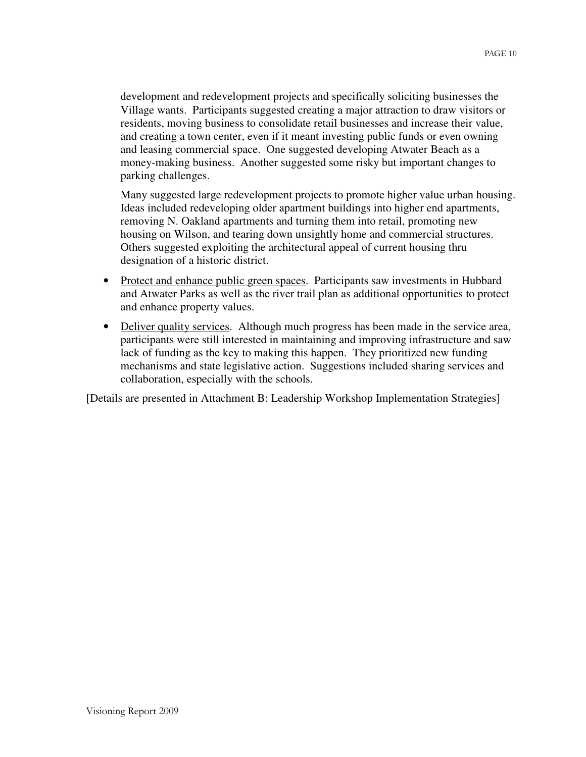development and redevelopment projects and specifically soliciting businesses the Village wants. Participants suggested creating a major attraction to draw visitors or residents, moving business to consolidate retail businesses and increase their value, and creating a town center, even if it meant investing public funds or even owning and leasing commercial space. One suggested developing Atwater Beach as a money-making business. Another suggested some risky but important changes to parking challenges.

Many suggested large redevelopment projects to promote higher value urban housing. Ideas included redeveloping older apartment buildings into higher end apartments, removing N. Oakland apartments and turning them into retail, promoting new housing on Wilson, and tearing down unsightly home and commercial structures. Others suggested exploiting the architectural appeal of current housing thru designation of a historic district.

- <u>Protect and enhance public green spaces</u>. Participants saw investments in Hubbard and Atwater Parks as well as the river trail plan as additional opportunities to protect and enhance property values.
- <u>Deliver quality services</u>. Although much progress has been made in the service area, participants were still interested in maintaining and improving infrastructure and saw lack of funding as the key to making this happen. They prioritized new funding mechanisms and state legislative action. Suggestions included sharing services and collaboration, especially with the schools.

[Details are presented in Attachment B: Leadership Workshop Implementation Strategies]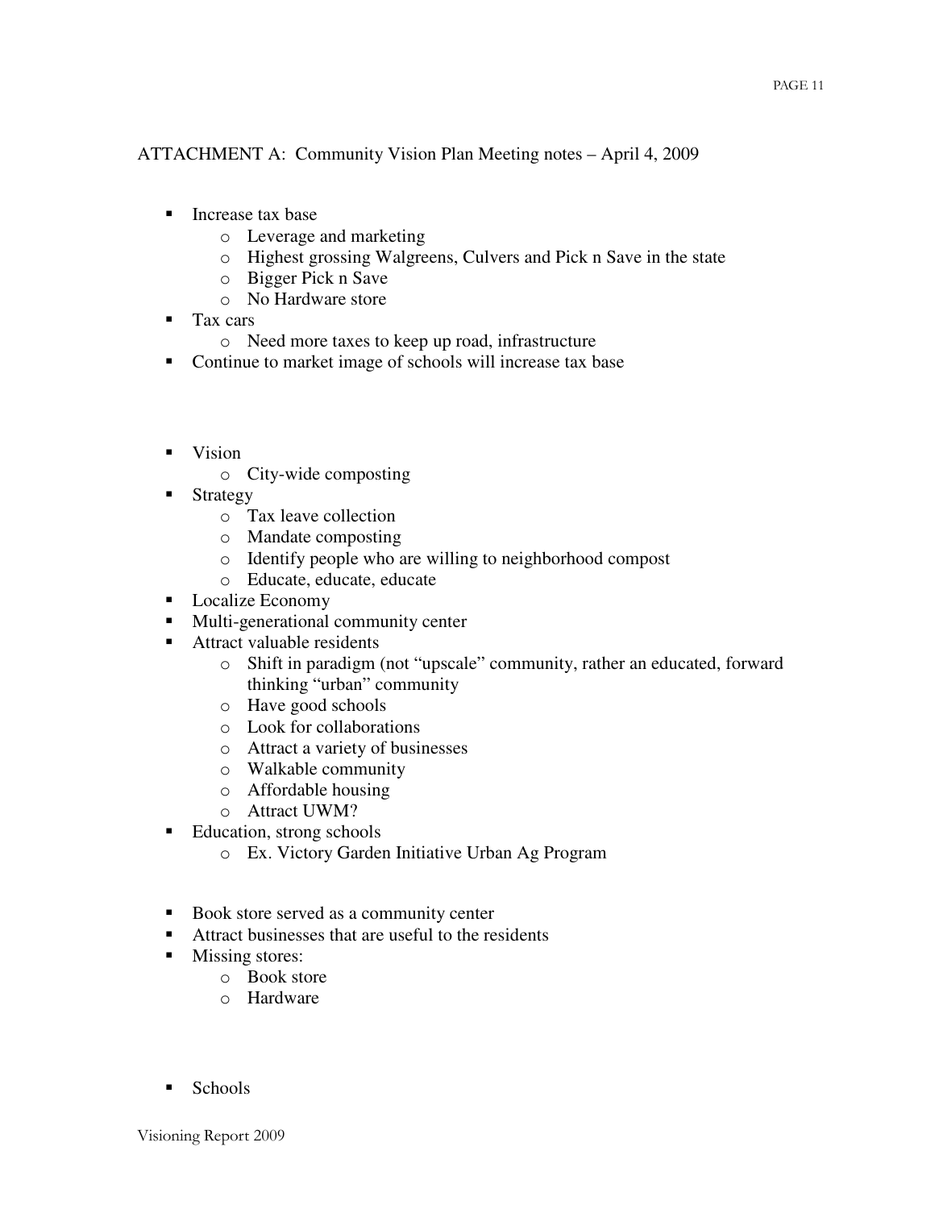ATTACHMENT A: Community Vision Plan Meeting notes – April 4, 2009

- Increase tax base
  - Leverage and marketing
  - Highest grossing Walgreens, Culvers and Pick n Save in the state
  - Bigger Pick n Save
  - No Hardware store
- Tax cars
  - Need more taxes to keep up road, infrastructure
- Continue to market image of schools will increase tax base

- Vision
  - City-wide composting
- Strategy
  - Tax leave collection
  - Mandate composting
  - Identify people who are willing to neighborhood compost
  - Educate, educate, educate
- Localize Economy
- Multi-generational community center
- Attract valuable residents
  - Shift in paradigm (not "upscale" community, rather an educated, forward thinking "urban" community
  - Have good schools
  - Look for collaborations
  - Attract a variety of businesses
  - Walkable community
  - Affordable housing
  - Attract UWM?
- Education, strong schools
  - Ex. Victory Garden Initiative Urban Ag Program

- Book store served as a community center
- Attract businesses that are useful to the residents
- Missing stores:
  - Book store
  - Hardware

- Schools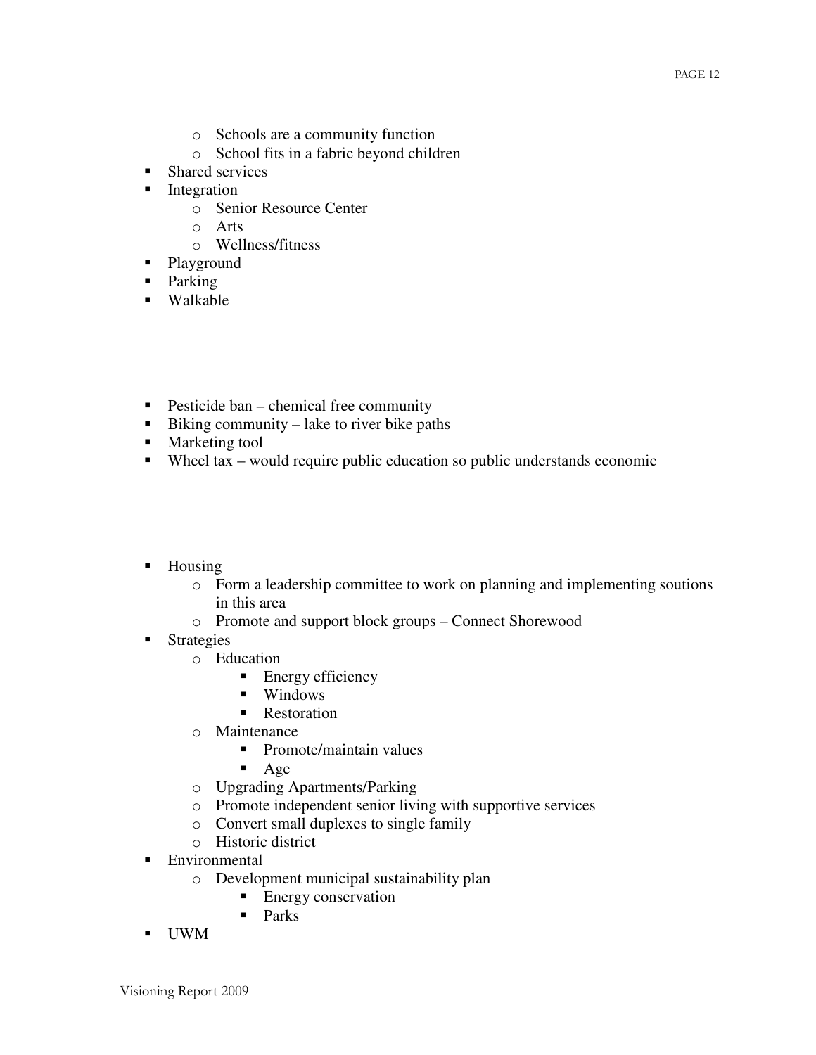- Schools are a community function
  - School fits in a fabric beyond children
- Shared services
- Integration
  - Senior Resource Center
  - Arts
  - Wellness/fitness
- Playground
- Parking
- Walkable

- Pesticide ban – chemical free community
- Biking community – lake to river bike paths
- Marketing tool
- Wheel tax – would require public education so public understands economic

- Housing
  - Form a leadership committee to work on planning and implementing soutions in this area
  - Promote and support block groups – Connect Shorewood
- Strategies
  - Education
    - Energy efficiency
    - Windows
    - Restoration
  - Maintenance
    - Promote/maintain values
    - Age
  - Upgrading Apartments/Parking
  - Promote independent senior living with supportive services
  - Convert small duplexes to single family
  - Historic district
- Environmental
  - Development municipal sustainability plan
    - Energy conservation
    - Parks
- UWM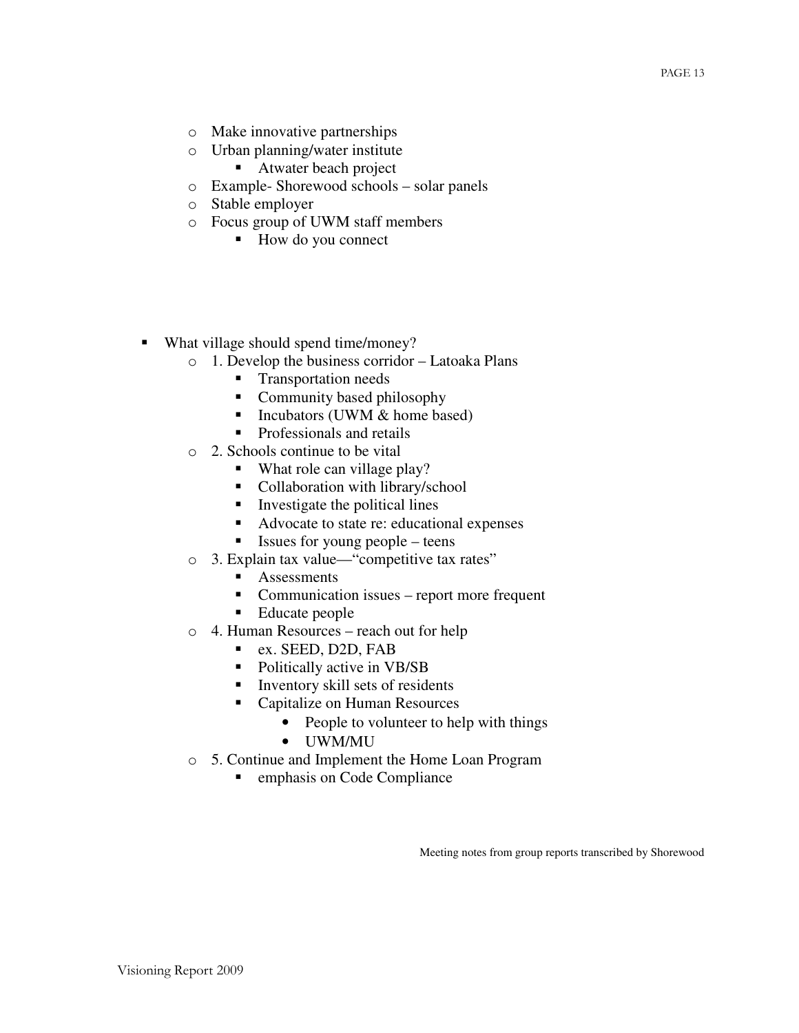- Make innovative partnerships
- Urban planning/water institute
  - Atwater beach project
- Example- Shorewood schools – solar panels
- Stable employer
- Focus group of UWM staff members
  - How do you connect

- What village should spend time/money?
  - 1. Develop the business corridor – Latoaka Plans
    - Transportation needs
    - Community based philosophy
    - Incubators (UWM & home based)
    - Professionals and retails
  - 2. Schools continue to be vital
    - What role can village play?
    - Collaboration with library/school
    - Investigate the political lines
    - Advocate to state re: educational expenses
    - Issues for young people – teens
  - 3. Explain tax value—"competitive tax rates"
    - Assessments
    - Communication issues – report more frequent
    - Educate people
  - 4. Human Resources – reach out for help
    - ex. SEED, D2D, FAB
    - Politically active in VB/SB
    - Inventory skill sets of residents
    - Capitalize on Human Resources
      - People to volunteer to help with things
      - UWM/MU
  - 5. Continue and Implement the Home Loan Program
    - emphasis on Code Compliance

Meeting notes from group reports transcribed by Shorewood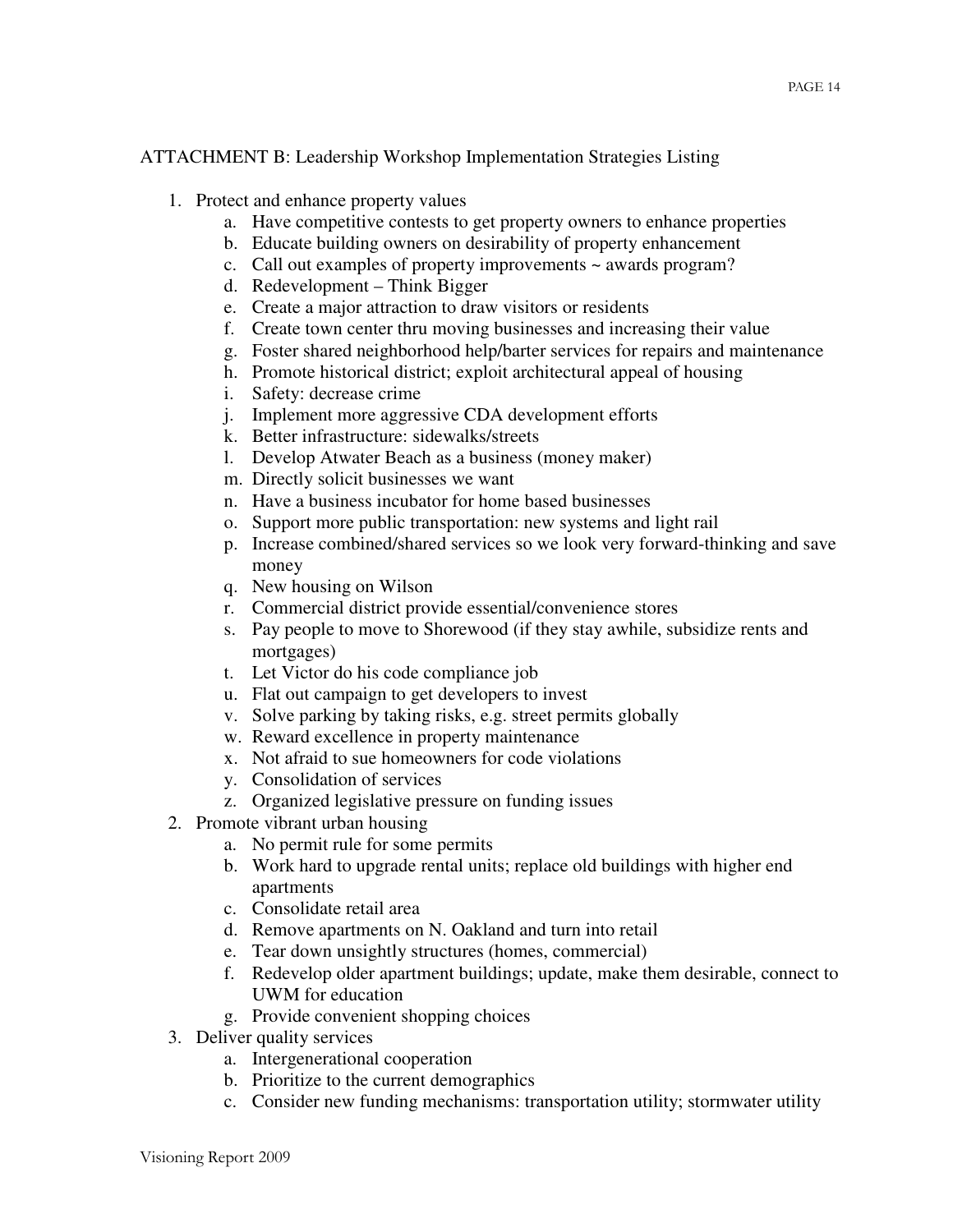ATTACHMENT B: Leadership Workshop Implementation Strategies Listing

1. Protect and enhance property values
   a. Have competitive contests to get property owners to enhance properties
   b. Educate building owners on desirability of property enhancement
   c. Call out examples of property improvements ~ awards program?
   d. Redevelopment – Think Bigger
   e. Create a major attraction to draw visitors or residents
   f. Create town center thru moving businesses and increasing their value
   g. Foster shared neighborhood help/barter services for repairs and maintenance
   h. Promote historical district; exploit architectural appeal of housing
   i. Safety: decrease crime
   j. Implement more aggressive CDA development efforts
   k. Better infrastructure: sidewalks/streets
   l. Develop Atwater Beach as a business (money maker)
   m. Directly solicit businesses we want
   n. Have a business incubator for home based businesses
   o. Support more public transportation: new systems and light rail
   p. Increase combined/shared services so we look very forward-thinking and save money
   q. New housing on Wilson
   r. Commercial district provide essential/convenience stores
   s. Pay people to move to Shorewood (if they stay awhile, subsidize rents and mortgages)
   t. Let Victor do his code compliance job
   u. Flat out campaign to get developers to invest
   v. Solve parking by taking risks, e.g. street permits globally
   w. Reward excellence in property maintenance
   x. Not afraid to sue homeowners for code violations
   y. Consolidation of services
   z. Organized legislative pressure on funding issues
2. Promote vibrant urban housing
   a. No permit rule for some permits
   b. Work hard to upgrade rental units; replace old buildings with higher end apartments
   c. Consolidate retail area
   d. Remove apartments on N. Oakland and turn into retail
   e. Tear down unsightly structures (homes, commercial)
   f. Redevelop older apartment buildings; update, make them desirable, connect to UWM for education
   g. Provide convenient shopping choices
3. Deliver quality services
   a. Intergenerational cooperation
   b. Prioritize to the current demographics
   c. Consider new funding mechanisms: transportation utility; stormwater utility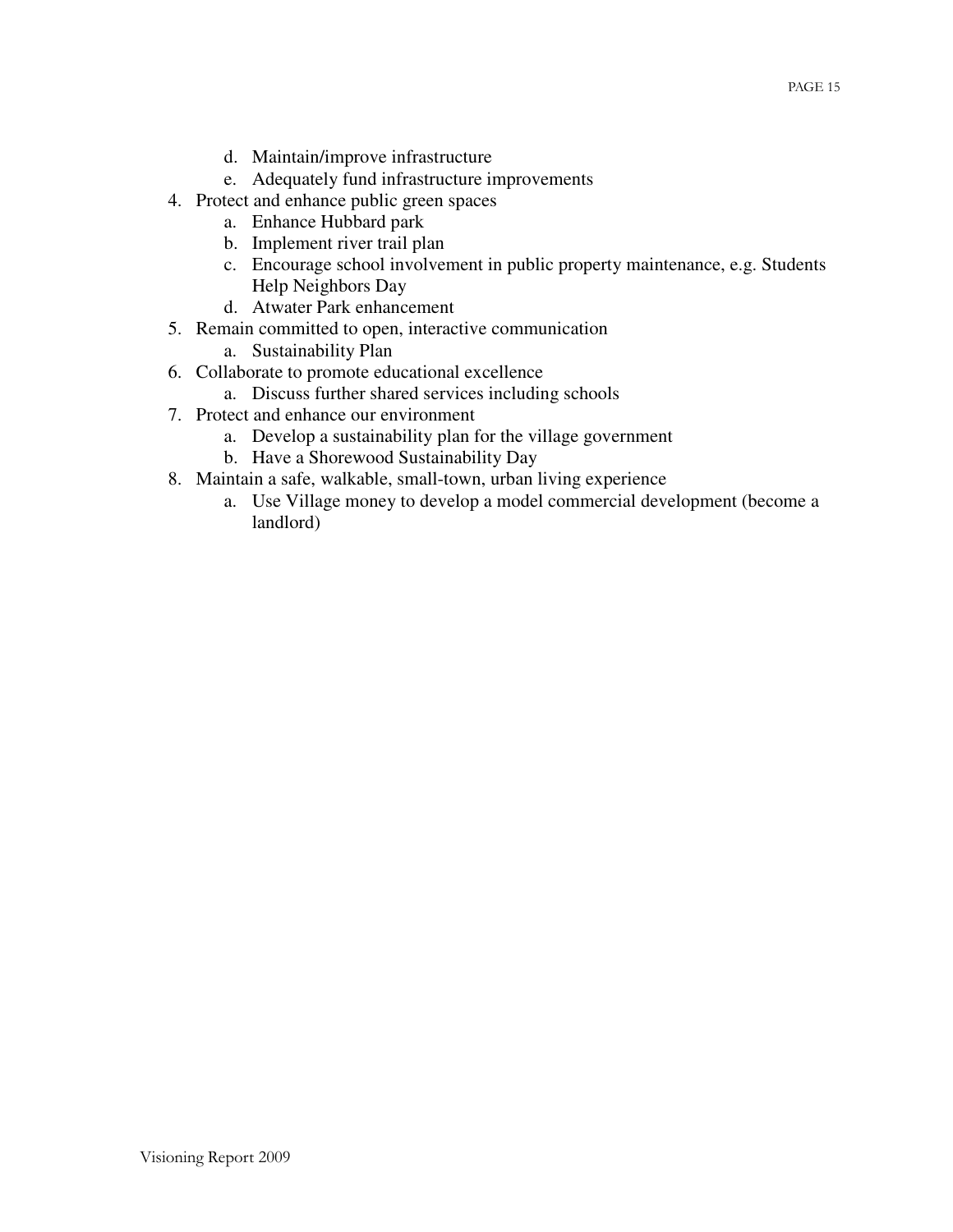d. Maintain/improve infrastructure
   e. Adequately fund infrastructure improvements
4. Protect and enhance public green spaces
   a. Enhance Hubbard park
   b. Implement river trail plan
   c. Encourage school involvement in public property maintenance, e.g. Students Help Neighbors Day
   d. Atwater Park enhancement
5. Remain committed to open, interactive communication
   a. Sustainability Plan
6. Collaborate to promote educational excellence
   a. Discuss further shared services including schools
7. Protect and enhance our environment
   a. Develop a sustainability plan for the village government
   b. Have a Shorewood Sustainability Day
8. Maintain a safe, walkable, small-town, urban living experience
   a. Use Village money to develop a model commercial development (become a landlord)